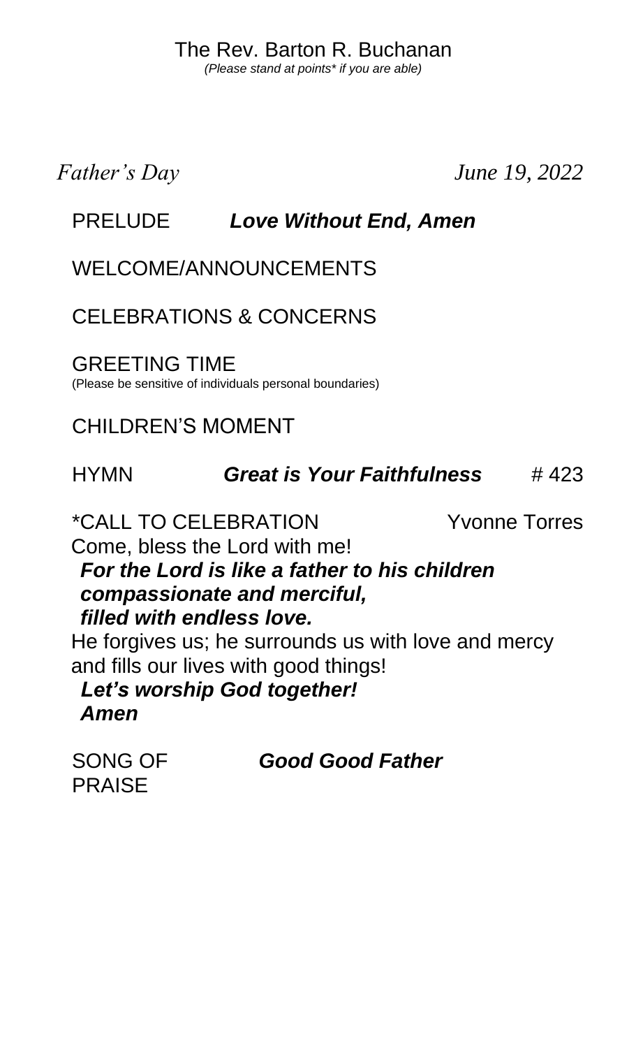The Rev. Barton R. Buchanan

*(Please stand at points* if you are able)*

*Father's Day* *June 19, 2022*

PRELUDE ***Love Without End, Amen***

WELCOME/ANNOUNCEMENTS

CELEBRATIONS & CONCERNS

GREETING TIME
(Please be sensitive of individuals personal boundaries)

CHILDREN'S MOMENT

HYMN ***Great is Your Faithfulness*** # 423

*CALL TO CELEBRATION Yvonne Torres

Come, bless the Lord with me!

***For the Lord is like a father to his children***
***compassionate and merciful,***
***filled with endless love.***

He forgives us; he surrounds us with love and mercy and fills our lives with good things!

***Let's worship God together!***
***Amen***

SONG OF PRAISE ***Good Good Father***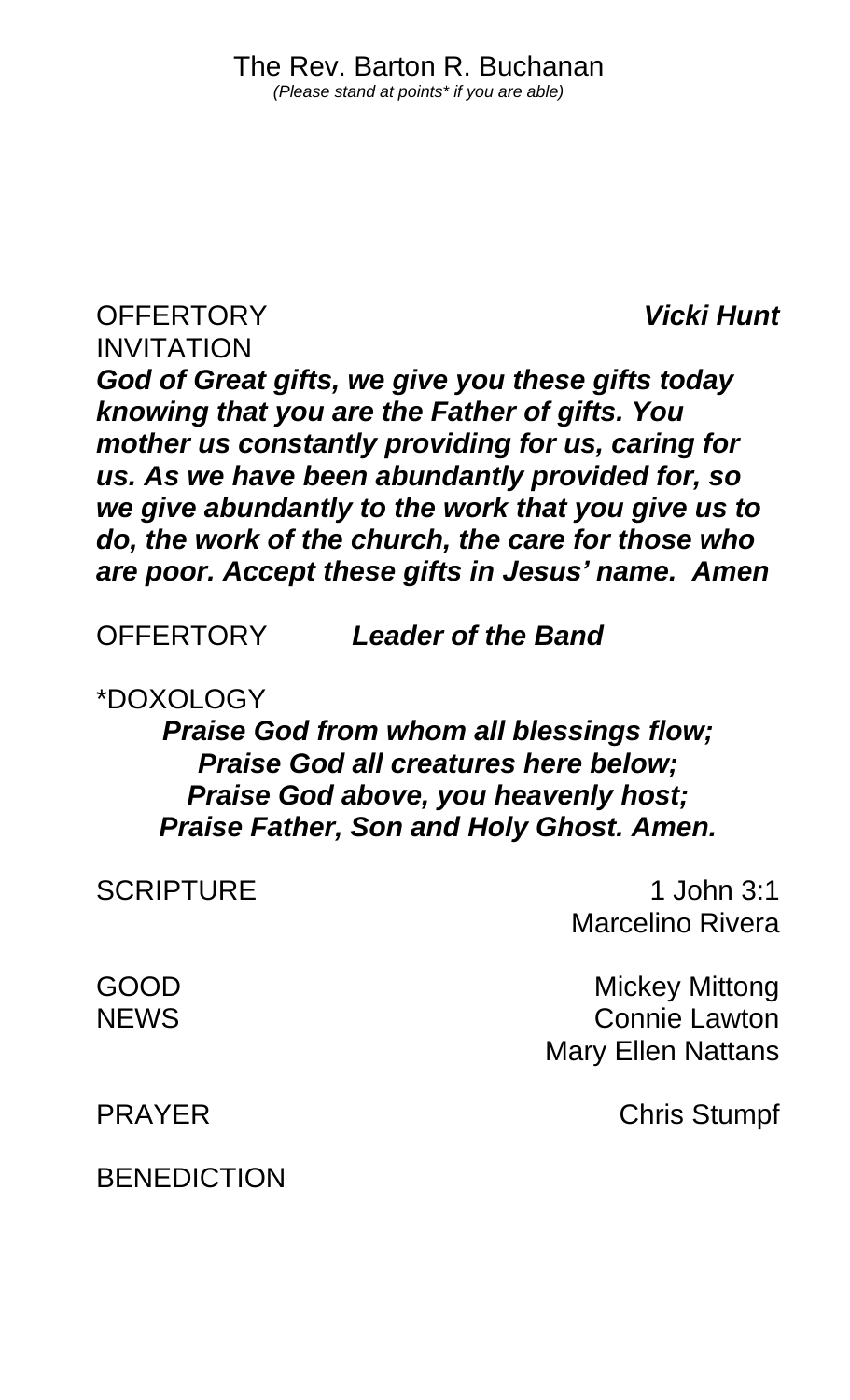The Rev. Barton R. Buchanan
*(Please stand at points* if you are able)*

OFFERTORY INVITATION **_Vicki Hunt_**

**_God of Great gifts, we give you these gifts today knowing that you are the Father of gifts. You mother us constantly providing for us, caring for us. As we have been abundantly provided for, so we give abundantly to the work that you give us to do, the work of the church, the care for those who are poor. Accept these gifts in Jesus' name. Amen_**

OFFERTORY **_Leader of the Band_**

*DOXOLOGY

**_Praise God from whom all blessings flow;_**
**_Praise God all creatures here below;_**
**_Praise God above, you heavenly host;_**
**_Praise Father, Son and Holy Ghost. Amen._**

SCRIPTURE 1 John 3:1
Marcelino Rivera

GOOD NEWS Mickey Mittong
Connie Lawton
Mary Ellen Nattans

PRAYER Chris Stumpf

BENEDICTION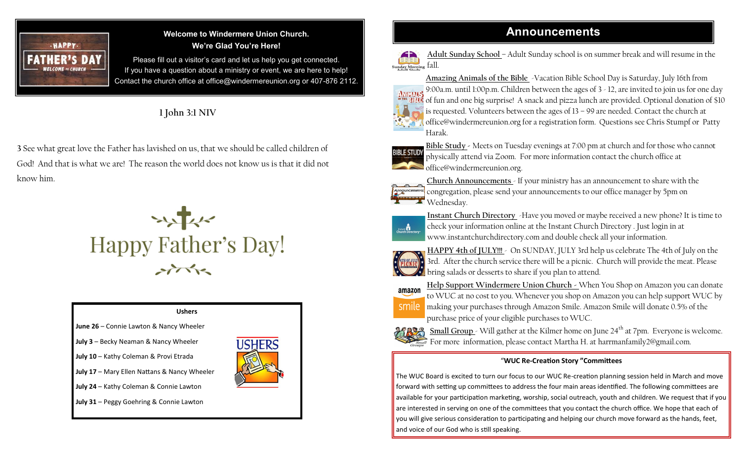**Welcome to Windermere Union Church.**
**We're Glad You're Here!**

Please fill out a visitor's card and let us help you get connected. If you have a question about a ministry or event, we are here to help! Contact the church office at office@windermereunion.org or 407-876 2112.

## 1 John 3:1 NIV

**3** See what great love the Father has lavished on us, that we should be called children of God! And that is what we are! The reason the world does not know us is that it did not know him.

# Happy Father's Day!

**Ushers**

**June 26** – Connie Lawton & Nancy Wheeler

**July 3** – Becky Neaman & Nancy Wheeler

**July 10** – Kathy Coleman & Provi Etrada

**July 17** – Mary Ellen Nattans & Nancy Wheeler

**July 24** – Kathy Coleman & Connie Lawton

**July 31** – Peggy Goehring & Connie Lawton

# Announcements

Adult Sunday School – Adult Sunday school is on summer break and will resume in the fall.

Amazing Animals of the Bible -Vacation Bible School Day is Saturday, July 16th from 9:00a.m. until 1:00p.m. Children between the ages of 3 - 12, are invited to join us for one day of fun and one big surprise! A snack and pizza lunch are provided. Optional donation of $10 is requested. Volunteers between the ages of 13 – 99 are needed. Contact the church at office@windermereunion.org for a registration form. Questions see Chris Stumpf or Patty Harak.

Bible Study - Meets on Tuesday evenings at 7:00 pm at church and for those who cannot physically attend via Zoom. For more information contact the church office at office@windermereunion.org.

Church Announcements - If your ministry has an announcement to share with the congregation, please send your announcements to our office manager by 5pm on Wednesday.

Instant Church Directory -Have you moved or maybe received a new phone? It is time to check your information online at the Instant Church Directory . Just login in at www.instantchurchdirectory.com and double check all your information.

HAPPY 4th of JULY!!! - On SUNDAY, JULY 3rd help us celebrate The 4th of July on the 3rd. After the church service there will be a picnic. Church will provide the meat. Please bring salads or desserts to share if you plan to attend.

Help Support Windermere Union Church - When You Shop on Amazon you can donate to WUC at no cost to you. Whenever you shop on Amazon you can help support WUC by making your purchases through Amazon Smile. Amazon Smile will donate 0.5% of the purchase price of your eligible purchases to WUC.

Small Group - Will gather at the Kilmer home on June 24th at 7pm. Everyone is welcome. For more information, please contact Martha H. at harrmanfamily2@gmail.com.

**"WUC Re-Creation Story "Committees**

The WUC Board is excited to turn our focus to our WUC Re-creation planning session held in March and move forward with setting up committees to address the four main areas identified. The following committees are available for your participation marketing, worship, social outreach, youth and children. We request that if you are interested in serving on one of the committees that you contact the church office. We hope that each of you will give serious consideration to participating and helping our church move forward as the hands, feet, and voice of our God who is still speaking.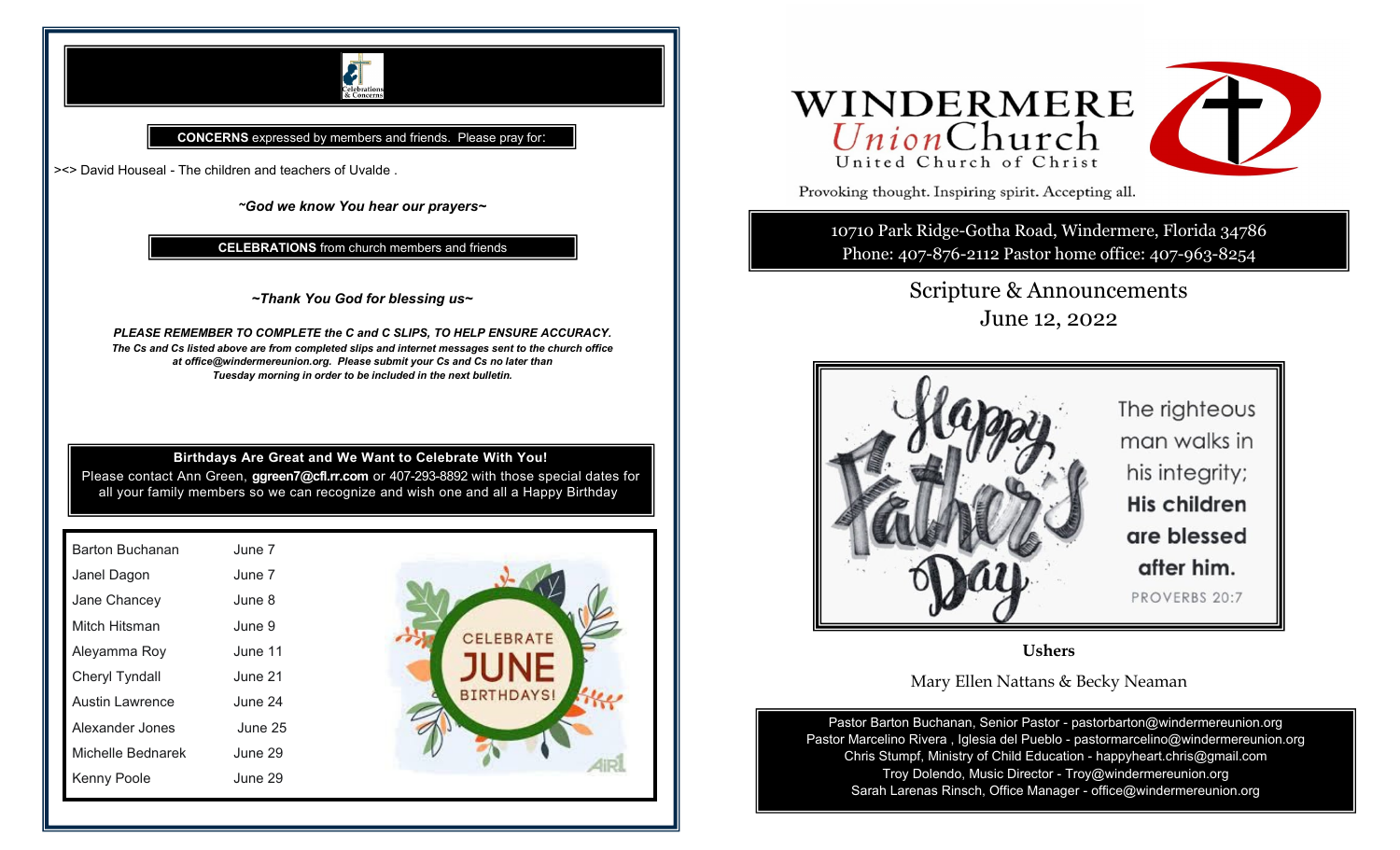**CONCERNS** expressed by members and friends. Please pray for:

><> David Houseal - The children and teachers of Uvalde .

***~God we know You hear our prayers~***

**CELEBRATIONS** from church members and friends

***~Thank You God for blessing us~***

***PLEASE REMEMBER TO COMPLETE the C and C SLIPS, TO HELP ENSURE ACCURACY.***

***The Cs and Cs listed above are from completed slips and internet messages sent to the church office at office@windermereunion.org. Please submit your Cs and Cs no later than Tuesday morning in order to be included in the next bulletin.***

**Birthdays Are Great and We Want to Celebrate With You!**

Please contact Ann Green, **ggreen7@cfl.rr.com** or 407-293-8892 with those special dates for all your family members so we can recognize and wish one and all a Happy Birthday

| Name | Date |
|---|---|
| Barton Buchanan | June 7 |
| Janel Dagon | June 7 |
| Jane Chancey | June 8 |
| Mitch Hitsman | June 9 |
| Aleyamma Roy | June 11 |
| Cheryl Tyndall | June 21 |
| Austin Lawrence | June 24 |
| Alexander Jones | June 25 |
| Michelle Bednarek | June 29 |
| Kenny Poole | June 29 |

CELEBRATE JUNE BIRTHDAYS!

# WINDERMERE Union Church

United Church of Christ

Provoking thought. Inspiring spirit. Accepting all.

10710 Park Ridge-Gotha Road, Windermere, Florida 34786

Phone: 407-876-2112 Pastor home office: 407-963-8254

## Scripture & Announcements

## June 12, 2022

Happy Father's Day

The righteous man walks in his integrity; **His children are blessed after him.**

PROVERBS 20:7

**Ushers**

Mary Ellen Nattans & Becky Neaman

Pastor Barton Buchanan, Senior Pastor - pastorbarton@windermereunion.org

Pastor Marcelino Rivera , Iglesia del Pueblo - pastormarcelino@windermereunion.org

Chris Stumpf, Ministry of Child Education - happyheart.chris@gmail.com

Troy Dolendo, Music Director - Troy@windermereunion.org

Sarah Larenas Rinsch, Office Manager - office@windermereunion.org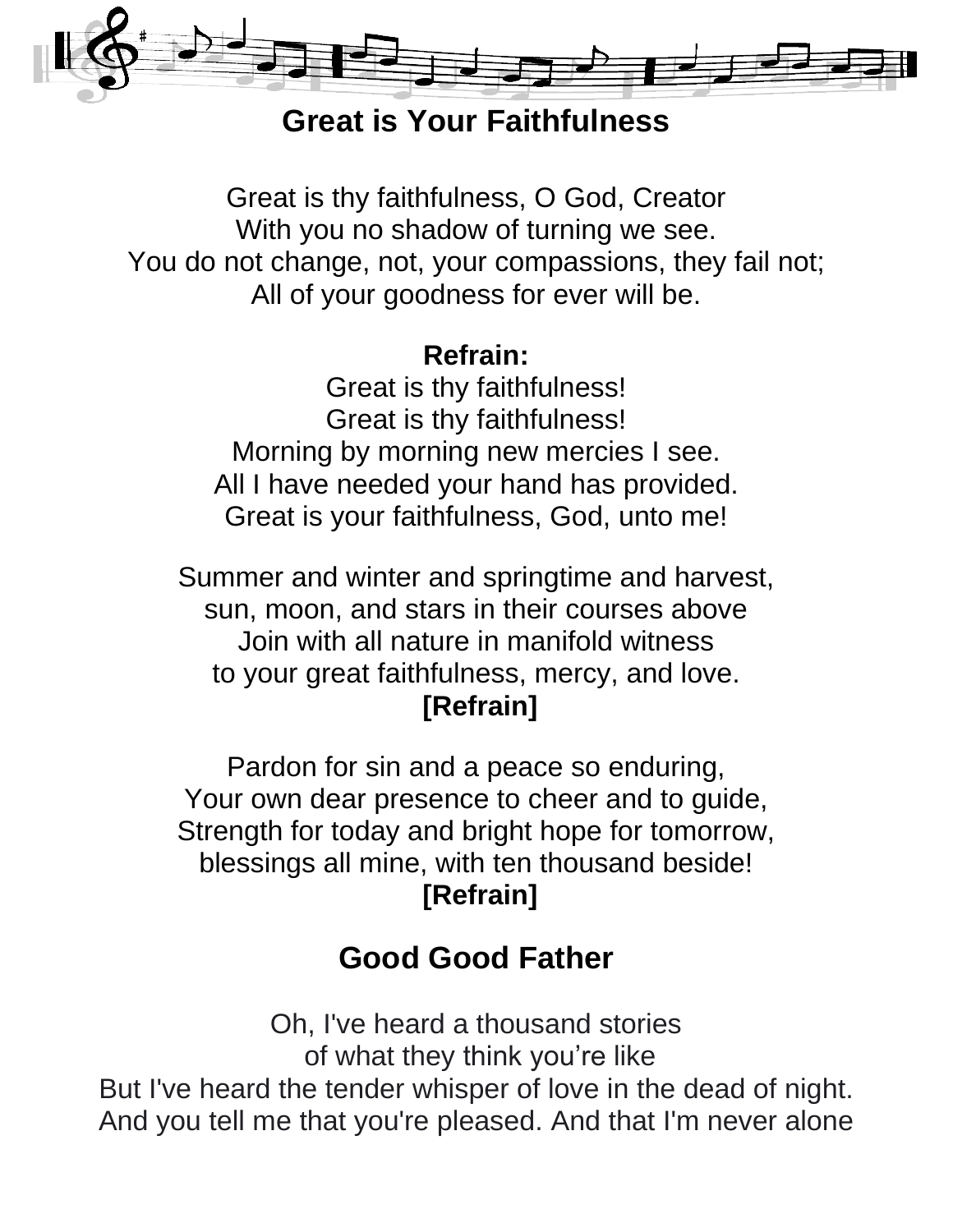## Great is Your Faithfulness

Great is thy faithfulness, O God, Creator
With you no shadow of turning we see.
You do not change, not, your compassions, they fail not;
All of your goodness for ever will be.

**Refrain:**
Great is thy faithfulness!
Great is thy faithfulness!
Morning by morning new mercies I see.
All I have needed your hand has provided.
Great is your faithfulness, God, unto me!

Summer and winter and springtime and harvest,
sun, moon, and stars in their courses above
Join with all nature in manifold witness
to your great faithfulness, mercy, and love.
**[Refrain]**

Pardon for sin and a peace so enduring,
Your own dear presence to cheer and to guide,
Strength for today and bright hope for tomorrow,
blessings all mine, with ten thousand beside!
**[Refrain]**

## Good Good Father

Oh, I've heard a thousand stories
of what they think you're like
But I've heard the tender whisper of love in the dead of night.
And you tell me that you're pleased. And that I'm never alone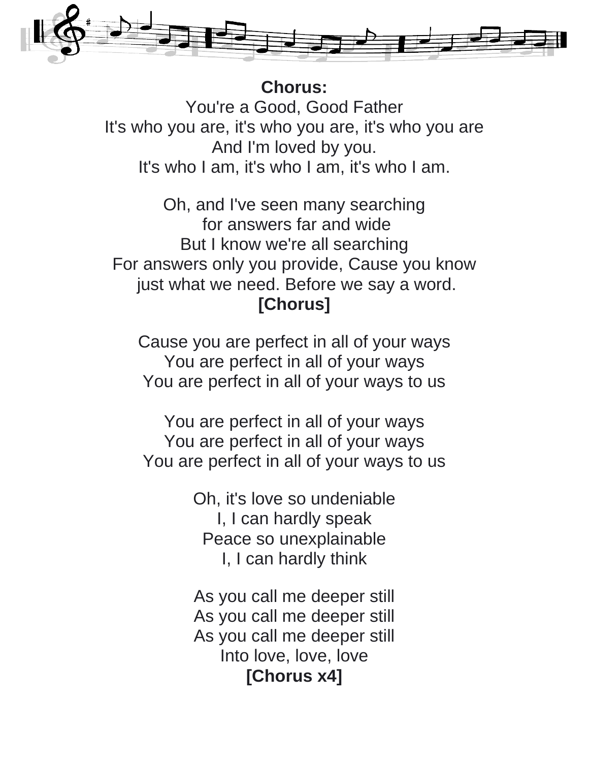**Chorus:**
You're a Good, Good Father
It's who you are, it's who you are, it's who you are
And I'm loved by you.
It's who I am, it's who I am, it's who I am.

Oh, and I've seen many searching
for answers far and wide
But I know we're all searching
For answers only you provide, Cause you know
just what we need. Before we say a word.
**[Chorus]**

Cause you are perfect in all of your ways
You are perfect in all of your ways
You are perfect in all of your ways to us

You are perfect in all of your ways
You are perfect in all of your ways
You are perfect in all of your ways to us

Oh, it's love so undeniable
I, I can hardly speak
Peace so unexplainable
I, I can hardly think

As you call me deeper still
As you call me deeper still
As you call me deeper still
Into love, love, love
**[Chorus x4]**